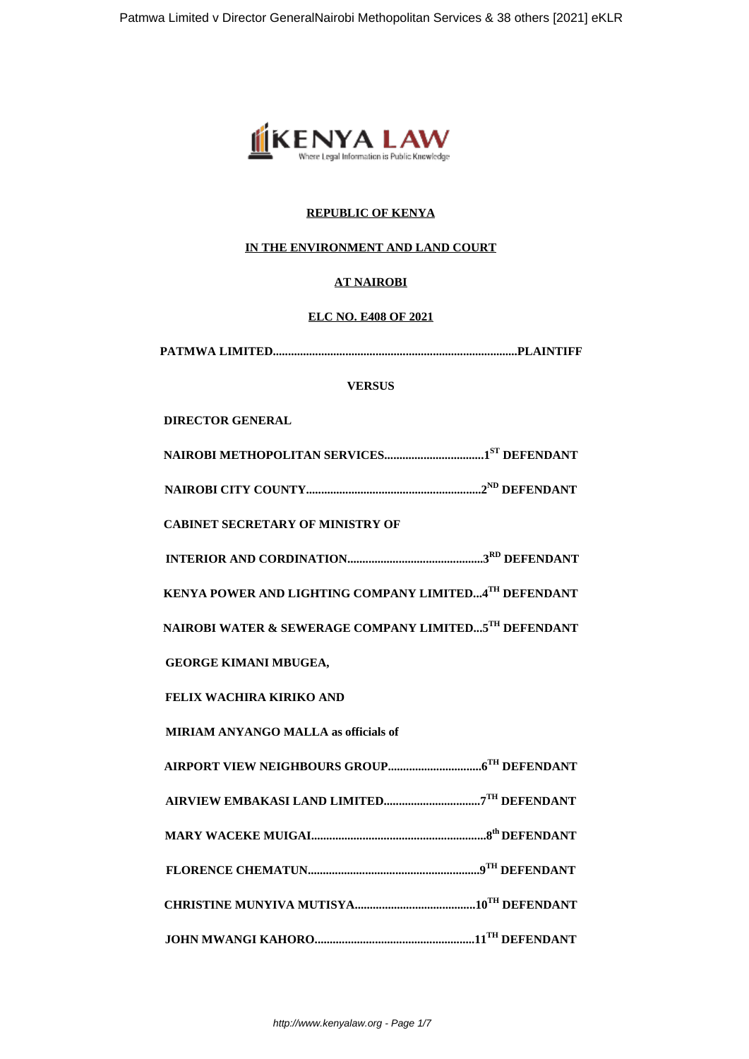**REPUBLIC OF KENYA**

**IN THE ENVIRONMENT AND LAND COURT**

**AT NAIROBI**

**ELC NO. E408 OF 2021**

**PATMWA LIMITED.................................................................................PLAINTIFF**

**VERSUS**

**DIRECTOR GENERAL**

**NAIROBI METHOPOLITAN SERVICES.................................1ST DEFENDANT**

**NAIROBI CITY COUNTY.........................................................2ND DEFENDANT**

**CABINET SECRETARY OF MINISTRY OF**

**INTERIOR AND CORDINATION.............................................3RD DEFENDANT**

**KENYA POWER AND LIGHTING COMPANY LIMITED...4TH DEFENDANT**

**NAIROBI WATER & SEWERAGE COMPANY LIMITED...5TH DEFENDANT**

**GEORGE KIMANI MBUGEA,**

**FELIX WACHIRA KIRIKO AND**

**MIRIAM ANYANGO MALLA as officials of**

**AIRPORT VIEW NEIGHBOURS GROUP...............................6TH DEFENDANT**

**AIRVIEW EMBAKASI LAND LIMITED................................7TH DEFENDANT**

**MARY WACEKE MUIGAI..........................................................8th DEFENDANT**

**FLORENCE CHEMATUN.........................................................9TH DEFENDANT**

**CHRISTINE MUNYIVA MUTISYA........................................10TH DEFENDANT**

**JOHN MWANGI KAHORO.....................................................11TH DEFENDANT**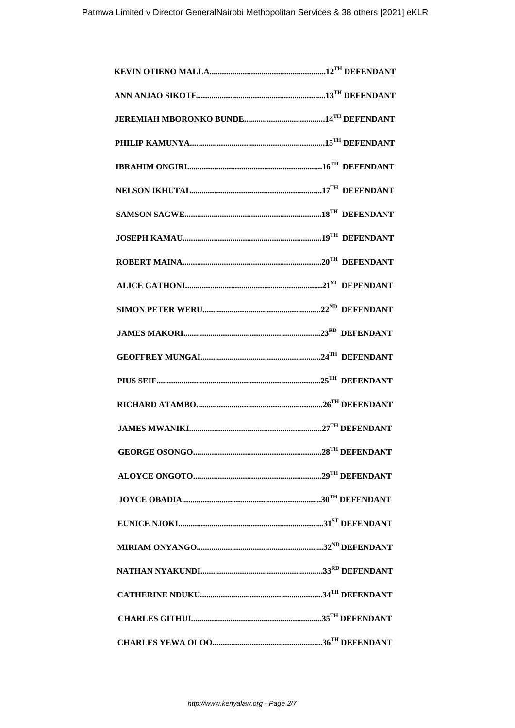**KEVIN OTIENO MALLA........................................................12TH DEFENDANT**

**ANN ANJAO SIKOTE.............................................................13TH DEFENDANT**

**JEREMIAH MBORONKO BUNDE.......................................14TH DEFENDANT**

**PHILIP KAMUNYA.................................................................15TH DEFENDANT**

**IBRAHIM ONGIRI.................................................................16TH DEFENDANT**

**NELSON IKHUTAL...............................................................17TH DEFENDANT**

**SAMSON SAGWE..................................................................18TH DEFENDANT**

**JOSEPH KAMAU...................................................................19TH DEFENDANT**

**ROBERT MAINA...................................................................20TH DEFENDANT**

**ALICE GATHONI..................................................................21ST DEPENDANT**

**SIMON PETER WERU.........................................................22ND DEFENDANT**

**JAMES MAKORI..................................................................23RD DEFENDANT**

**GEOFFREY MUNGAI..........................................................24TH DEFENDANT**

**PIUS SEIF..............................................................................25TH DEFENDANT**

**RICHARD ATAMBO.............................................................26TH DEFENDANT**

**JAMES MWANIKI................................................................27TH DEFENDANT**

**GEORGE OSONGO..............................................................28TH DEFENDANT**

**ALOYCE ONGOTO..............................................................29TH DEFENDANT**

**JOYCE OBADIA...................................................................30TH DEFENDANT**

**EUNICE NJOKI.....................................................................31ST DEFENDANT**

**MIRIAM ONYANGO............................................................32ND DEFENDANT**

**NATHAN NYAKUNDI...........................................................33RD DEFENDANT**

**CATHERINE NDUKU...........................................................34TH DEFENDANT**

**CHARLES GITHUI...............................................................35TH DEFENDANT**

**CHARLES YEWA OLOO.....................................................36TH DEFENDANT**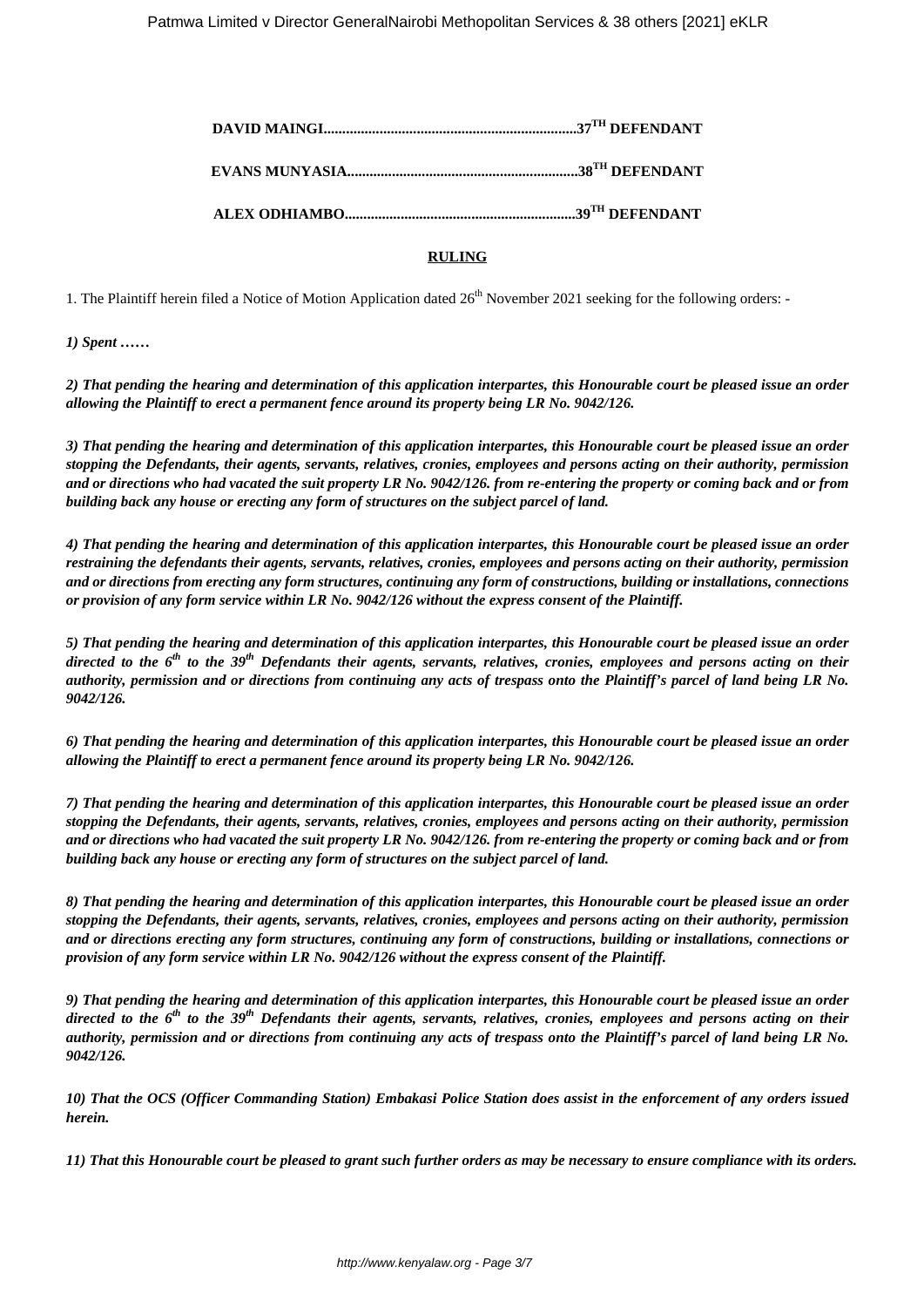**DAVID MAINGI...................................................................37[TH] DEFENDANT**

**EVANS MUNYASIA.............................................................38[TH] DEFENDANT**

**ALEX ODHIAMBO.............................................................39[TH] DEFENDANT**

**RULING**

1. The Plaintiff herein filed a Notice of Motion Application dated 26th November 2021 seeking for the following orders: -

***1) Spent ……***

***2) That pending the hearing and determination of this application interpartes, this Honourable court be pleased issue an order allowing the Plaintiff to erect a permanent fence around its property being LR No. 9042/126.***

***3) That pending the hearing and determination of this application interpartes, this Honourable court be pleased issue an order stopping the Defendants, their agents, servants, relatives, cronies, employees and persons acting on their authority, permission and or directions who had vacated the suit property LR No. 9042/126. from re-entering the property or coming back and or from building back any house or erecting any form of structures on the subject parcel of land.***

***4) That pending the hearing and determination of this application interpartes, this Honourable court be pleased issue an order restraining the defendants their agents, servants, relatives, cronies, employees and persons acting on their authority, permission and or directions from erecting any form structures, continuing any form of constructions, building or installations, connections or provision of any form service within LR No. 9042/126 without the express consent of the Plaintiff.***

***5) That pending the hearing and determination of this application interpartes, this Honourable court be pleased issue an order directed to the 6th to the 39th Defendants their agents, servants, relatives, cronies, employees and persons acting on their authority, permission and or directions from continuing any acts of trespass onto the Plaintiff's parcel of land being LR No. 9042/126.***

***6) That pending the hearing and determination of this application interpartes, this Honourable court be pleased issue an order allowing the Plaintiff to erect a permanent fence around its property being LR No. 9042/126.***

***7) That pending the hearing and determination of this application interpartes, this Honourable court be pleased issue an order stopping the Defendants, their agents, servants, relatives, cronies, employees and persons acting on their authority, permission and or directions who had vacated the suit property LR No. 9042/126. from re-entering the property or coming back and or from building back any house or erecting any form of structures on the subject parcel of land.***

***8) That pending the hearing and determination of this application interpartes, this Honourable court be pleased issue an order stopping the Defendants, their agents, servants, relatives, cronies, employees and persons acting on their authority, permission and or directions erecting any form structures, continuing any form of constructions, building or installations, connections or provision of any form service within LR No. 9042/126 without the express consent of the Plaintiff.***

***9) That pending the hearing and determination of this application interpartes, this Honourable court be pleased issue an order directed to the 6th to the 39th Defendants their agents, servants, relatives, cronies, employees and persons acting on their authority, permission and or directions from continuing any acts of trespass onto the Plaintiff's parcel of land being LR No. 9042/126.***

***10) That the OCS (Officer Commanding Station) Embakasi Police Station does assist in the enforcement of any orders issued herein.***

***11) That this Honourable court be pleased to grant such further orders as may be necessary to ensure compliance with its orders.***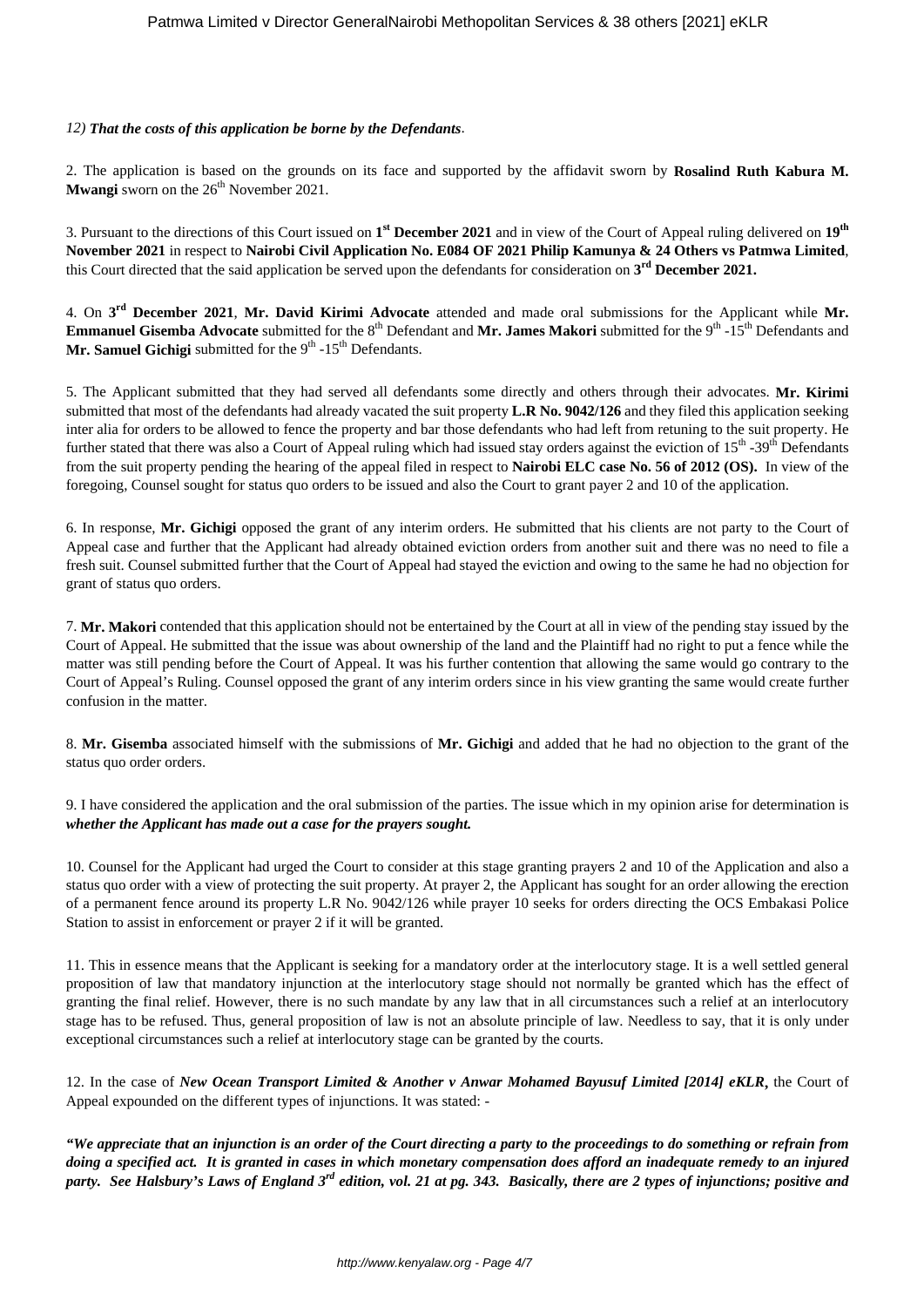*12)* ***That the costs of this application be borne by the Defendants***.

2. The application is based on the grounds on its face and supported by the affidavit sworn by **Rosalind Ruth Kabura M. Mwangi** sworn on the 26th November 2021.

3. Pursuant to the directions of this Court issued on **1st December 2021** and in view of the Court of Appeal ruling delivered on **19th November 2021** in respect to **Nairobi Civil Application No. E084 OF 2021 Philip Kamunya & 24 Others vs Patmwa Limited**, this Court directed that the said application be served upon the defendants for consideration on **3rd December 2021.**

4. On **3rd December 2021**, **Mr. David Kirimi Advocate** attended and made oral submissions for the Applicant while **Mr. Emmanuel Gisemba Advocate** submitted for the 8th Defendant and **Mr. James Makori** submitted for the 9th -15th Defendants and **Mr. Samuel Gichigi** submitted for the 9th -15th Defendants.

5. The Applicant submitted that they had served all defendants some directly and others through their advocates. **Mr. Kirimi** submitted that most of the defendants had already vacated the suit property **L.R No. 9042/126** and they filed this application seeking inter alia for orders to be allowed to fence the property and bar those defendants who had left from retuning to the suit property. He further stated that there was also a Court of Appeal ruling which had issued stay orders against the eviction of 15th -39th Defendants from the suit property pending the hearing of the appeal filed in respect to **Nairobi ELC case No. 56 of 2012 (OS).** In view of the foregoing, Counsel sought for status quo orders to be issued and also the Court to grant payer 2 and 10 of the application.

6. In response, **Mr. Gichigi** opposed the grant of any interim orders. He submitted that his clients are not party to the Court of Appeal case and further that the Applicant had already obtained eviction orders from another suit and there was no need to file a fresh suit. Counsel submitted further that the Court of Appeal had stayed the eviction and owing to the same he had no objection for grant of status quo orders.

7. **Mr. Makori** contended that this application should not be entertained by the Court at all in view of the pending stay issued by the Court of Appeal. He submitted that the issue was about ownership of the land and the Plaintiff had no right to put a fence while the matter was still pending before the Court of Appeal. It was his further contention that allowing the same would go contrary to the Court of Appeal's Ruling. Counsel opposed the grant of any interim orders since in his view granting the same would create further confusion in the matter.

8. **Mr. Gisemba** associated himself with the submissions of **Mr. Gichigi** and added that he had no objection to the grant of the status quo order orders.

9. I have considered the application and the oral submission of the parties. The issue which in my opinion arise for determination is ***whether the Applicant has made out a case for the prayers sought.***

10. Counsel for the Applicant had urged the Court to consider at this stage granting prayers 2 and 10 of the Application and also a status quo order with a view of protecting the suit property. At prayer 2, the Applicant has sought for an order allowing the erection of a permanent fence around its property L.R No. 9042/126 while prayer 10 seeks for orders directing the OCS Embakasi Police Station to assist in enforcement or prayer 2 if it will be granted.

11. This in essence means that the Applicant is seeking for a mandatory order at the interlocutory stage. It is a well settled general proposition of law that mandatory injunction at the interlocutory stage should not normally be granted which has the effect of granting the final relief. However, there is no such mandate by any law that in all circumstances such a relief at an interlocutory stage has to be refused. Thus, general proposition of law is not an absolute principle of law. Needless to say, that it is only under exceptional circumstances such a relief at interlocutory stage can be granted by the courts.

12. In the case of ***New Ocean Transport Limited & Another v Anwar Mohamed Bayusuf Limited [2014] eKLR***, the Court of Appeal expounded on the different types of injunctions. It was stated: -

***"We appreciate that an injunction is an order of the Court directing a party to the proceedings to do something or refrain from doing a specified act. It is granted in cases in which monetary compensation does afford an inadequate remedy to an injured party. See Halsbury's Laws of England 3rd edition, vol. 21 at pg. 343. Basically, there are 2 types of injunctions; positive and***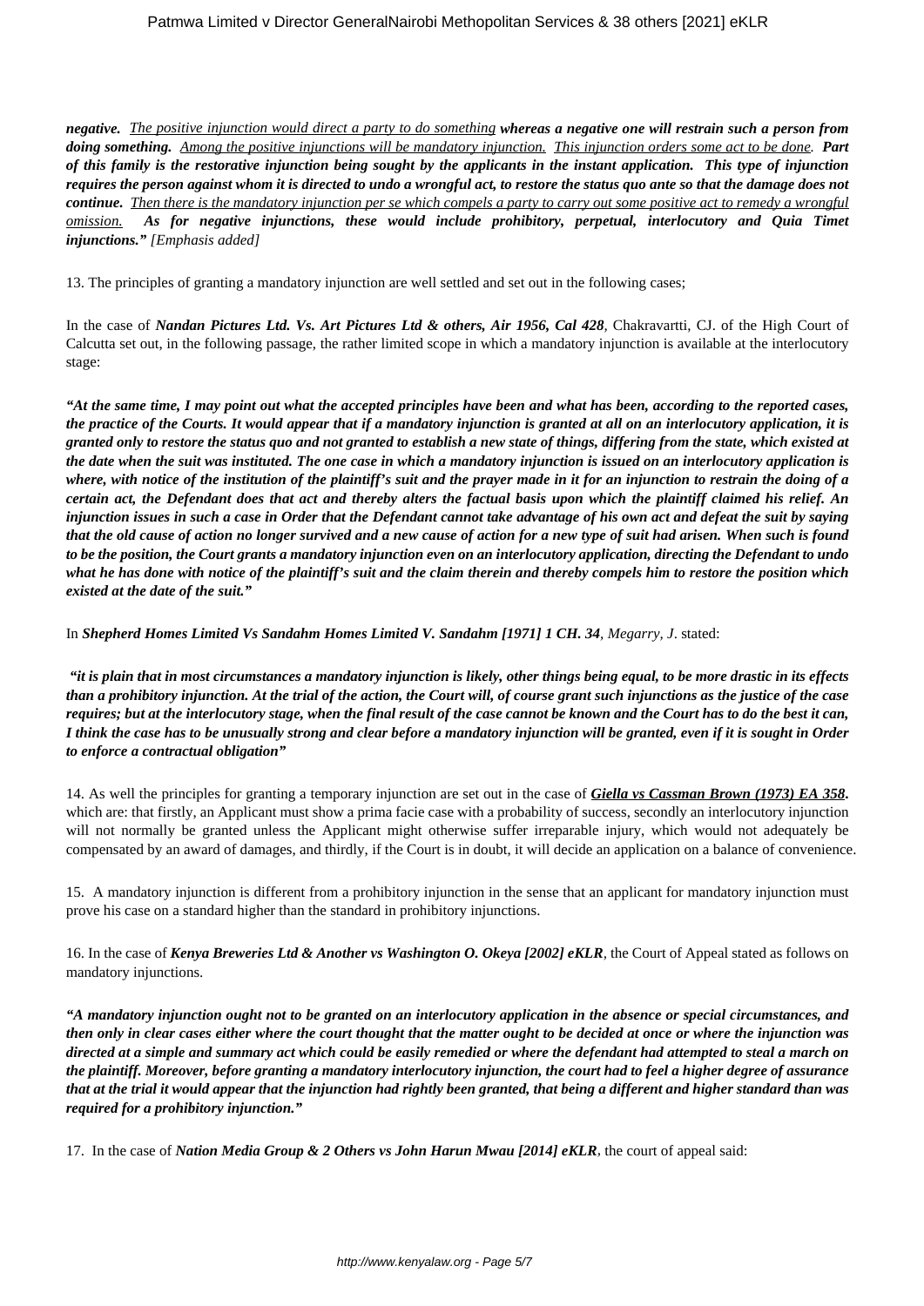***negative.*** *<u>The positive injunction would direct a party to do something</u>* ***whereas a negative one will restrain such a person from doing something.*** *<u>Among the positive injunctions will be mandatory injunction.</u>* *<u>This injunction orders some act to be done</u>.* ***Part of this family is the restorative injunction being sought by the applicants in the instant application. This type of injunction requires the person against whom it is directed to undo a wrongful act, to restore the status quo ante so that the damage does not continue.*** *<u>Then there is the mandatory injunction per se which compels a party to carry out some positive act to remedy a wrongful omission.</u>* ***As for negative injunctions, these would include prohibitory, perpetual, interlocutory and Quia Timet injunctions."*** *[Emphasis added]*

13. The principles of granting a mandatory injunction are well settled and set out in the following cases;

In the case of ***Nandan Pictures Ltd. Vs. Art Pictures Ltd & others, Air 1956, Cal 428***, Chakravartti, CJ. of the High Court of Calcutta set out, in the following passage, the rather limited scope in which a mandatory injunction is available at the interlocutory stage:

***"At the same time, I may point out what the accepted principles have been and what has been, according to the reported cases, the practice of the Courts. It would appear that if a mandatory injunction is granted at all on an interlocutory application, it is granted only to restore the status quo and not granted to establish a new state of things, differing from the state, which existed at the date when the suit was instituted. The one case in which a mandatory injunction is issued on an interlocutory application is where, with notice of the institution of the plaintiff's suit and the prayer made in it for an injunction to restrain the doing of a certain act, the Defendant does that act and thereby alters the factual basis upon which the plaintiff claimed his relief. An injunction issues in such a case in Order that the Defendant cannot take advantage of his own act and defeat the suit by saying that the old cause of action no longer survived and a new cause of action for a new type of suit had arisen. When such is found to be the position, the Court grants a mandatory injunction even on an interlocutory application, directing the Defendant to undo what he has done with notice of the plaintiff's suit and the claim therein and thereby compels him to restore the position which existed at the date of the suit."***

In ***Shepherd Homes Limited Vs Sandahm Homes Limited V. Sandahm [1971] 1 CH. 34***, *Megarry, J*. stated:

***"it is plain that in most circumstances a mandatory injunction is likely, other things being equal, to be more drastic in its effects than a prohibitory injunction. At the trial of the action, the Court will, of course grant such injunctions as the justice of the case requires; but at the interlocutory stage, when the final result of the case cannot be known and the Court has to do the best it can, I think the case has to be unusually strong and clear before a mandatory injunction will be granted, even if it is sought in Order to enforce a contractual obligation"***

14. As well the principles for granting a temporary injunction are set out in the case of ***<u>Giella vs Cassman Brown (1973) EA 358</u>.*** which are: that firstly, an Applicant must show a prima facie case with a probability of success, secondly an interlocutory injunction will not normally be granted unless the Applicant might otherwise suffer irreparable injury, which would not adequately be compensated by an award of damages, and thirdly, if the Court is in doubt, it will decide an application on a balance of convenience.

15. A mandatory injunction is different from a prohibitory injunction in the sense that an applicant for mandatory injunction must prove his case on a standard higher than the standard in prohibitory injunctions.

16. In the case of ***Kenya Breweries Ltd & Another vs Washington O. Okeya [2002] eKLR***, the Court of Appeal stated as follows on mandatory injunctions.

***"A mandatory injunction ought not to be granted on an interlocutory application in the absence or special circumstances, and then only in clear cases either where the court thought that the matter ought to be decided at once or where the injunction was directed at a simple and summary act which could be easily remedied or where the defendant had attempted to steal a march on the plaintiff. Moreover, before granting a mandatory interlocutory injunction, the court had to feel a higher degree of assurance that at the trial it would appear that the injunction had rightly been granted, that being a different and higher standard than was required for a prohibitory injunction."***

17. In the case of ***Nation Media Group & 2 Others vs John Harun Mwau [2014] eKLR***, the court of appeal said: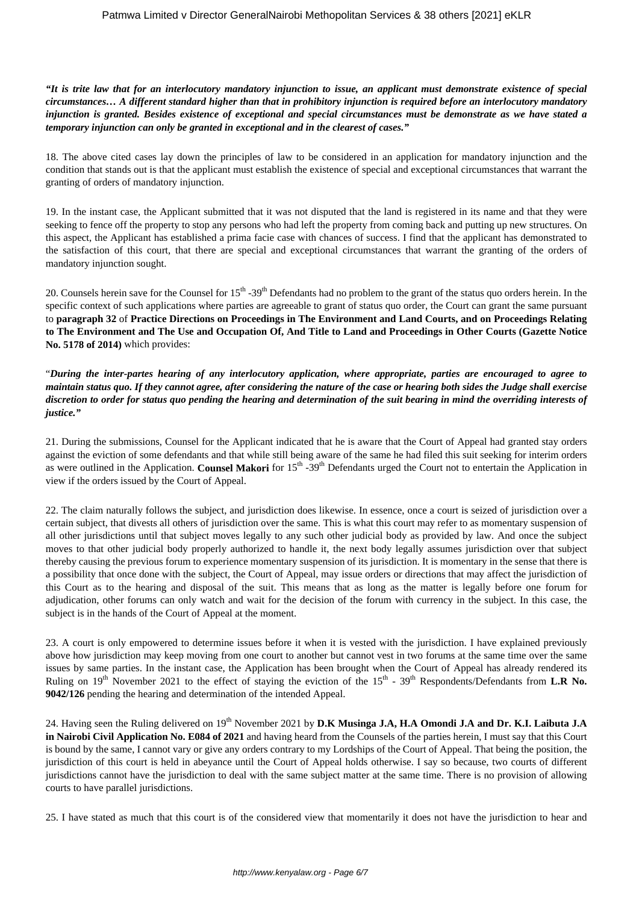***"It is trite law that for an interlocutory mandatory injunction to issue, an applicant must demonstrate existence of special circumstances… A different standard higher than that in prohibitory injunction is required before an interlocutory mandatory injunction is granted. Besides existence of exceptional and special circumstances must be demonstrate as we have stated a temporary injunction can only be granted in exceptional and in the clearest of cases."***

18. The above cited cases lay down the principles of law to be considered in an application for mandatory injunction and the condition that stands out is that the applicant must establish the existence of special and exceptional circumstances that warrant the granting of orders of mandatory injunction.

19. In the instant case, the Applicant submitted that it was not disputed that the land is registered in its name and that they were seeking to fence off the property to stop any persons who had left the property from coming back and putting up new structures. On this aspect, the Applicant has established a prima facie case with chances of success. I find that the applicant has demonstrated to the satisfaction of this court, that there are special and exceptional circumstances that warrant the granting of the orders of mandatory injunction sought.

20. Counsels herein save for the Counsel for 15th -39th Defendants had no problem to the grant of the status quo orders herein. In the specific context of such applications where parties are agreeable to grant of status quo order, the Court can grant the same pursuant to **paragraph 32** of **Practice Directions on Proceedings in The Environment and Land Courts, and on Proceedings Relating to The Environment and The Use and Occupation Of, And Title to Land and Proceedings in Other Courts (Gazette Notice No. 5178 of 2014)** which provides:

"***During the inter-partes hearing of any interlocutory application, where appropriate, parties are encouraged to agree to maintain status quo. If they cannot agree, after considering the nature of the case or hearing both sides the Judge shall exercise discretion to order for status quo pending the hearing and determination of the suit bearing in mind the overriding interests of justice."***

21. During the submissions, Counsel for the Applicant indicated that he is aware that the Court of Appeal had granted stay orders against the eviction of some defendants and that while still being aware of the same he had filed this suit seeking for interim orders as were outlined in the Application. **Counsel Makori** for 15th -39th Defendants urged the Court not to entertain the Application in view if the orders issued by the Court of Appeal.

22. The claim naturally follows the subject, and jurisdiction does likewise. In essence, once a court is seized of jurisdiction over a certain subject, that divests all others of jurisdiction over the same. This is what this court may refer to as momentary suspension of all other jurisdictions until that subject moves legally to any such other judicial body as provided by law. And once the subject moves to that other judicial body properly authorized to handle it, the next body legally assumes jurisdiction over that subject thereby causing the previous forum to experience momentary suspension of its jurisdiction. It is momentary in the sense that there is a possibility that once done with the subject, the Court of Appeal, may issue orders or directions that may affect the jurisdiction of this Court as to the hearing and disposal of the suit. This means that as long as the matter is legally before one forum for adjudication, other forums can only watch and wait for the decision of the forum with currency in the subject. In this case, the subject is in the hands of the Court of Appeal at the moment.

23. A court is only empowered to determine issues before it when it is vested with the jurisdiction. I have explained previously above how jurisdiction may keep moving from one court to another but cannot vest in two forums at the same time over the same issues by same parties. In the instant case, the Application has been brought when the Court of Appeal has already rendered its Ruling on 19th November 2021 to the effect of staying the eviction of the 15th - 39th Respondents/Defendants from **L.R No. 9042/126** pending the hearing and determination of the intended Appeal.

24. Having seen the Ruling delivered on 19th November 2021 by **D.K Musinga J.A, H.A Omondi J.A and Dr. K.I. Laibuta J.A in Nairobi Civil Application No. E084 of 2021** and having heard from the Counsels of the parties herein, I must say that this Court is bound by the same, I cannot vary or give any orders contrary to my Lordships of the Court of Appeal. That being the position, the jurisdiction of this court is held in abeyance until the Court of Appeal holds otherwise. I say so because, two courts of different jurisdictions cannot have the jurisdiction to deal with the same subject matter at the same time. There is no provision of allowing courts to have parallel jurisdictions.

25. I have stated as much that this court is of the considered view that momentarily it does not have the jurisdiction to hear and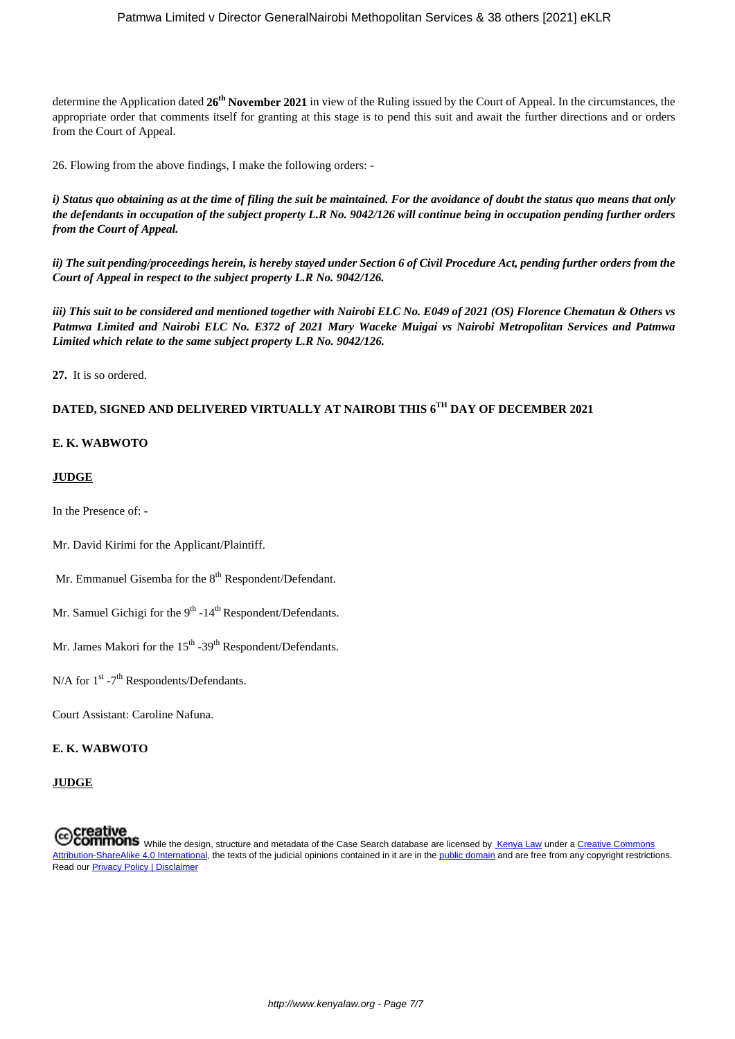determine the Application dated **26th November 2021** in view of the Ruling issued by the Court of Appeal. In the circumstances, the appropriate order that comments itself for granting at this stage is to pend this suit and await the further directions and or orders from the Court of Appeal.

26. Flowing from the above findings, I make the following orders: -

***i) Status quo obtaining as at the time of filing the suit be maintained. For the avoidance of doubt the status quo means that only the defendants in occupation of the subject property L.R No. 9042/126 will continue being in occupation pending further orders from the Court of Appeal.***

***ii) The suit pending/proceedings herein, is hereby stayed under Section 6 of Civil Procedure Act, pending further orders from the Court of Appeal in respect to the subject property L.R No. 9042/126.***

***iii) This suit to be considered and mentioned together with Nairobi ELC No. E049 of 2021 (OS) Florence Chematun & Others vs Patmwa Limited and Nairobi ELC No. E372 of 2021 Mary Waceke Muigai vs Nairobi Metropolitan Services and Patmwa Limited which relate to the same subject property L.R No. 9042/126.***

**27.** It is so ordered.

**DATED, SIGNED AND DELIVERED VIRTUALLY AT NAIROBI THIS 6TH DAY OF DECEMBER 2021**

**E. K. WABWOTO**

**JUDGE**

In the Presence of: -

Mr. David Kirimi for the Applicant/Plaintiff.

Mr. Emmanuel Gisemba for the 8th Respondent/Defendant.

Mr. Samuel Gichigi for the 9th -14th Respondent/Defendants.

Mr. James Makori for the 15th -39th Respondent/Defendants.

N/A for 1st -7th Respondents/Defendants.

Court Assistant: Caroline Nafuna.

**E. K. WABWOTO**

**JUDGE**

While the design, structure and metadata of the Case Search database are licensed by Kenya Law under a Creative Commons Attribution-ShareAlike 4.0 International, the texts of the judicial opinions contained in it are in the public domain and are free from any copyright restrictions. Read our Privacy Policy | Disclaimer